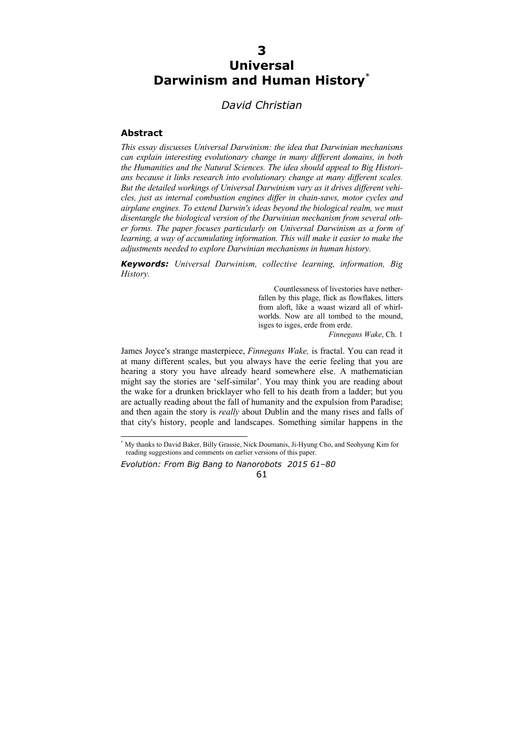# 3 Universal Darwinism and Human History[*]

*David Christian*

## Abstract

*This essay discusses Universal Darwinism: the idea that Darwinian mechanisms can explain interesting evolutionary change in many different domains, in both the Humanities and the Natural Sciences. The idea should appeal to Big Historians because it links research into evolutionary change at many different scales. But the detailed workings of Universal Darwinism vary as it drives different vehicles, just as internal combustion engines differ in chain-saws, motor cycles and airplane engines. To extend Darwin's ideas beyond the biological realm, we must disentangle the biological version of the Darwinian mechanism from several other forms. The paper focuses particularly on Universal Darwinism as a form of learning, a way of accumulating information. This will make it easier to make the adjustments needed to explore Darwinian mechanisms in human history.*

***Keywords:*** *Universal Darwinism, collective learning, information, Big History.*

> Countlessness of livestories have netherfallen by this plage, flick as flowflakes, litters from aloft, like a waast wizard all of whirlworlds. Now are all tombed to the mound, isges to isges, erde from erde.
>
> *Finnegans Wake*, Ch. 1

James Joyce's strange masterpiece, *Finnegans Wake,* is fractal. You can read it at many different scales, but you always have the eerie feeling that you are hearing a story you have already heard somewhere else. A mathematician might say the stories are 'self-similar'. You may think you are reading about the wake for a drunken bricklayer who fell to his death from a ladder; but you are actually reading about the fall of humanity and the expulsion from Paradise; and then again the story is *really* about Dublin and the many rises and falls of that city's history, people and landscapes. Something similar happens in the

[*] My thanks to David Baker, Billy Grassie, Nick Doumanis, Ji-Hyung Cho, and Seohyung Kim for reading suggestions and comments on earlier versions of this paper.

*Evolution: From Big Bang to Nanorobots 2015 61–80*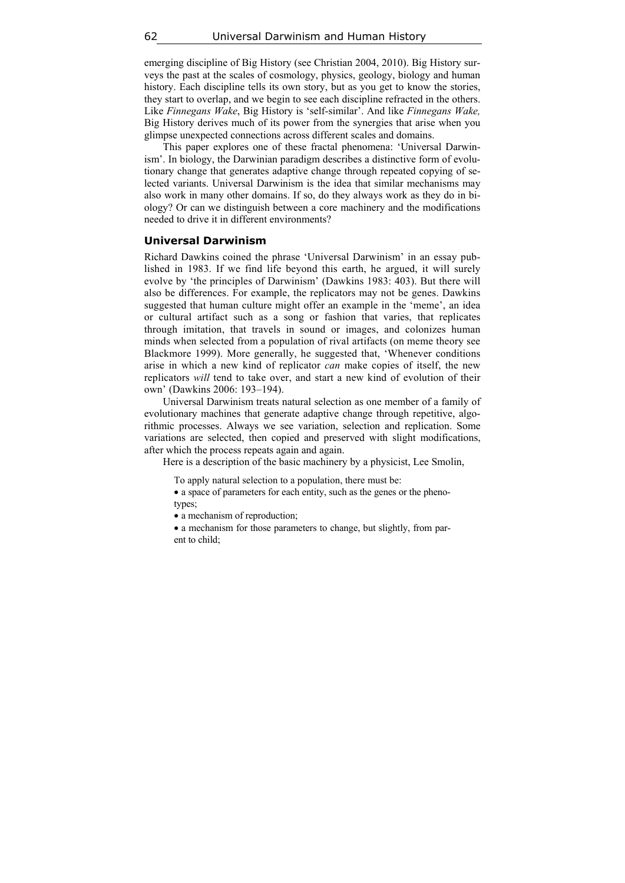emerging discipline of Big History (see Christian 2004, 2010). Big History surveys the past at the scales of cosmology, physics, geology, biology and human history. Each discipline tells its own story, but as you get to know the stories, they start to overlap, and we begin to see each discipline refracted in the others. Like *Finnegans Wake*, Big History is 'self-similar'. And like *Finnegans Wake,* Big History derives much of its power from the synergies that arise when you glimpse unexpected connections across different scales and domains.

This paper explores one of these fractal phenomena: 'Universal Darwinism'. In biology, the Darwinian paradigm describes a distinctive form of evolutionary change that generates adaptive change through repeated copying of selected variants. Universal Darwinism is the idea that similar mechanisms may also work in many other domains. If so, do they always work as they do in biology? Or can we distinguish between a core machinery and the modifications needed to drive it in different environments?

## Universal Darwinism

Richard Dawkins coined the phrase 'Universal Darwinism' in an essay published in 1983. If we find life beyond this earth, he argued, it will surely evolve by 'the principles of Darwinism' (Dawkins 1983: 403). But there will also be differences. For example, the replicators may not be genes. Dawkins suggested that human culture might offer an example in the 'meme', an idea or cultural artifact such as a song or fashion that varies, that replicates through imitation, that travels in sound or images, and colonizes human minds when selected from a population of rival artifacts (on meme theory see Blackmore 1999). More generally, he suggested that, 'Whenever conditions arise in which a new kind of replicator *can* make copies of itself, the new replicators *will* tend to take over, and start a new kind of evolution of their own' (Dawkins 2006: 193–194).

Universal Darwinism treats natural selection as one member of a family of evolutionary machines that generate adaptive change through repetitive, algorithmic processes. Always we see variation, selection and replication. Some variations are selected, then copied and preserved with slight modifications, after which the process repeats again and again.

Here is a description of the basic machinery by a physicist, Lee Smolin,

> To apply natural selection to a population, there must be:
>
> - a space of parameters for each entity, such as the genes or the phenotypes;
> - a mechanism of reproduction;
> - a mechanism for those parameters to change, but slightly, from parent to child;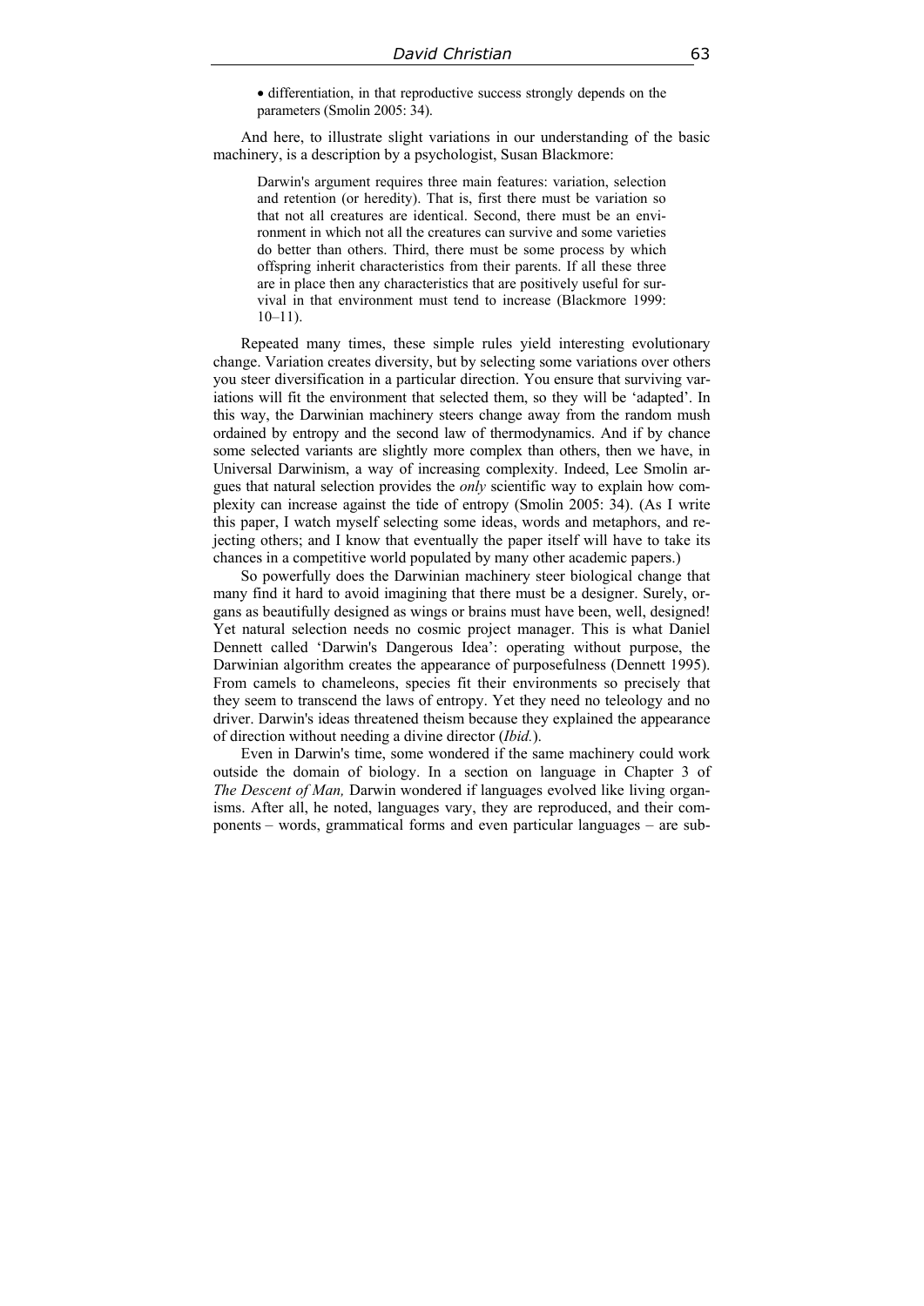- differentiation, in that reproductive success strongly depends on the parameters (Smolin 2005: 34).

And here, to illustrate slight variations in our understanding of the basic machinery, is a description by a psychologist, Susan Blackmore:

> Darwin's argument requires three main features: variation, selection and retention (or heredity). That is, first there must be variation so that not all creatures are identical. Second, there must be an environment in which not all the creatures can survive and some varieties do better than others. Third, there must be some process by which offspring inherit characteristics from their parents. If all these three are in place then any characteristics that are positively useful for survival in that environment must tend to increase (Blackmore 1999: 10–11).

Repeated many times, these simple rules yield interesting evolutionary change. Variation creates diversity, but by selecting some variations over others you steer diversification in a particular direction. You ensure that surviving variations will fit the environment that selected them, so they will be 'adapted'. In this way, the Darwinian machinery steers change away from the random mush ordained by entropy and the second law of thermodynamics. And if by chance some selected variants are slightly more complex than others, then we have, in Universal Darwinism, a way of increasing complexity. Indeed, Lee Smolin argues that natural selection provides the *only* scientific way to explain how complexity can increase against the tide of entropy (Smolin 2005: 34). (As I write this paper, I watch myself selecting some ideas, words and metaphors, and rejecting others; and I know that eventually the paper itself will have to take its chances in a competitive world populated by many other academic papers.)

So powerfully does the Darwinian machinery steer biological change that many find it hard to avoid imagining that there must be a designer. Surely, organs as beautifully designed as wings or brains must have been, well, designed! Yet natural selection needs no cosmic project manager. This is what Daniel Dennett called 'Darwin's Dangerous Idea': operating without purpose, the Darwinian algorithm creates the appearance of purposefulness (Dennett 1995). From camels to chameleons, species fit their environments so precisely that they seem to transcend the laws of entropy. Yet they need no teleology and no driver. Darwin's ideas threatened theism because they explained the appearance of direction without needing a divine director (*Ibid.*).

Even in Darwin's time, some wondered if the same machinery could work outside the domain of biology. In a section on language in Chapter 3 of *The Descent of Man,* Darwin wondered if languages evolved like living organisms. After all, he noted, languages vary, they are reproduced, and their components – words, grammatical forms and even particular languages – are sub-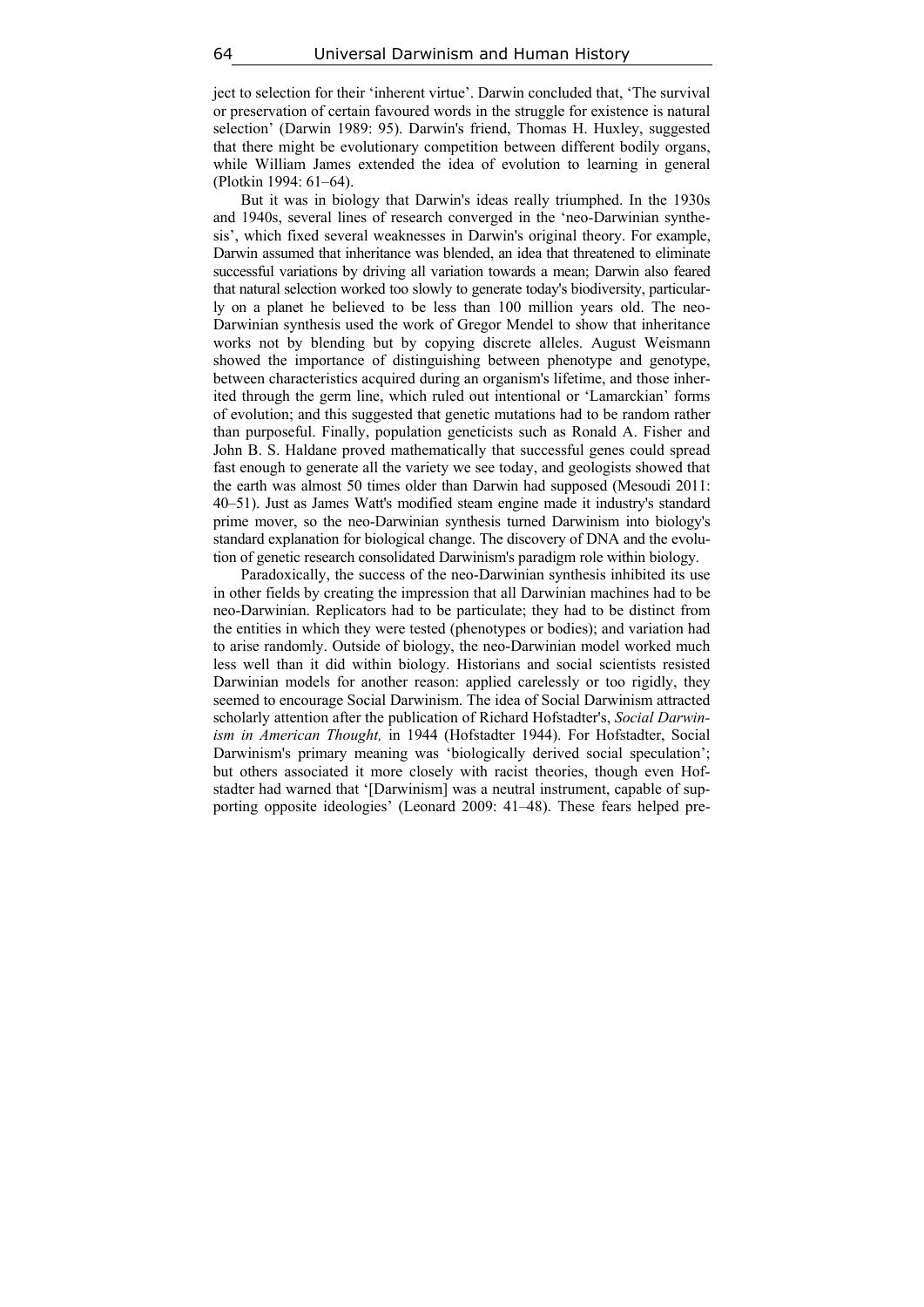ject to selection for their 'inherent virtue'. Darwin concluded that, 'The survival or preservation of certain favoured words in the struggle for existence is natural selection' (Darwin 1989: 95). Darwin's friend, Thomas H. Huxley, suggested that there might be evolutionary competition between different bodily organs, while William James extended the idea of evolution to learning in general (Plotkin 1994: 61–64).

But it was in biology that Darwin's ideas really triumphed. In the 1930s and 1940s, several lines of research converged in the 'neo-Darwinian synthesis', which fixed several weaknesses in Darwin's original theory. For example, Darwin assumed that inheritance was blended, an idea that threatened to eliminate successful variations by driving all variation towards a mean; Darwin also feared that natural selection worked too slowly to generate today's biodiversity, particularly on a planet he believed to be less than 100 million years old. The neo-Darwinian synthesis used the work of Gregor Mendel to show that inheritance works not by blending but by copying discrete alleles. August Weismann showed the importance of distinguishing between phenotype and genotype, between characteristics acquired during an organism's lifetime, and those inherited through the germ line, which ruled out intentional or 'Lamarckian' forms of evolution; and this suggested that genetic mutations had to be random rather than purposeful. Finally, population geneticists such as Ronald A. Fisher and John B. S. Haldane proved mathematically that successful genes could spread fast enough to generate all the variety we see today, and geologists showed that the earth was almost 50 times older than Darwin had supposed (Mesoudi 2011: 40–51). Just as James Watt's modified steam engine made it industry's standard prime mover, so the neo-Darwinian synthesis turned Darwinism into biology's standard explanation for biological change. The discovery of DNA and the evolution of genetic research consolidated Darwinism's paradigm role within biology.

Paradoxically, the success of the neo-Darwinian synthesis inhibited its use in other fields by creating the impression that all Darwinian machines had to be neo-Darwinian. Replicators had to be particulate; they had to be distinct from the entities in which they were tested (phenotypes or bodies); and variation had to arise randomly. Outside of biology, the neo-Darwinian model worked much less well than it did within biology. Historians and social scientists resisted Darwinian models for another reason: applied carelessly or too rigidly, they seemed to encourage Social Darwinism. The idea of Social Darwinism attracted scholarly attention after the publication of Richard Hofstadter's, *Social Darwinism in American Thought,* in 1944 (Hofstadter 1944). For Hofstadter, Social Darwinism's primary meaning was 'biologically derived social speculation'; but others associated it more closely with racist theories, though even Hofstadter had warned that '[Darwinism] was a neutral instrument, capable of supporting opposite ideologies' (Leonard 2009: 41–48). These fears helped pre-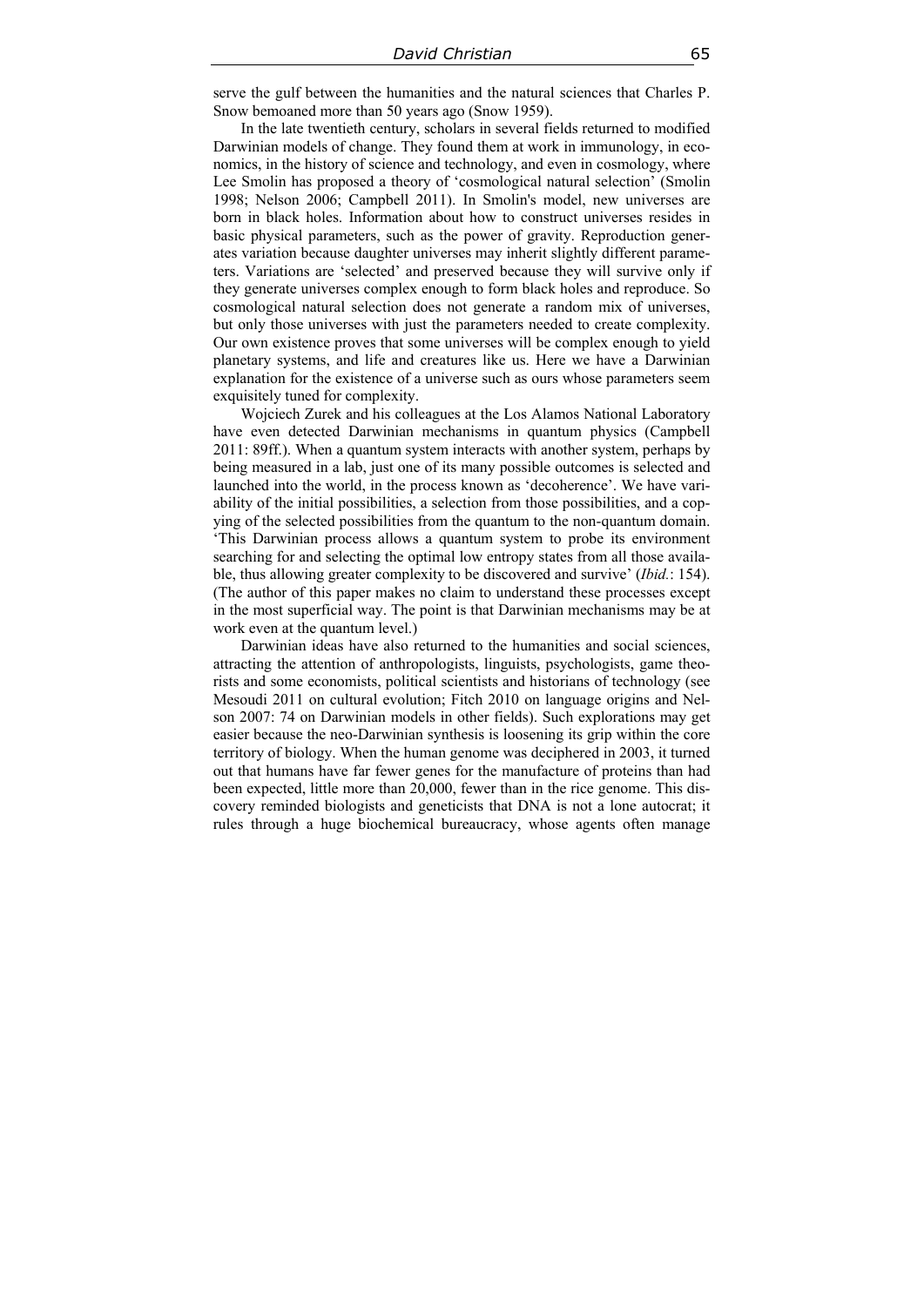serve the gulf between the humanities and the natural sciences that Charles P. Snow bemoaned more than 50 years ago (Snow 1959).

In the late twentieth century, scholars in several fields returned to modified Darwinian models of change. They found them at work in immunology, in economics, in the history of science and technology, and even in cosmology, where Lee Smolin has proposed a theory of 'cosmological natural selection' (Smolin 1998; Nelson 2006; Campbell 2011). In Smolin's model, new universes are born in black holes. Information about how to construct universes resides in basic physical parameters, such as the power of gravity. Reproduction generates variation because daughter universes may inherit slightly different parameters. Variations are 'selected' and preserved because they will survive only if they generate universes complex enough to form black holes and reproduce. So cosmological natural selection does not generate a random mix of universes, but only those universes with just the parameters needed to create complexity. Our own existence proves that some universes will be complex enough to yield planetary systems, and life and creatures like us. Here we have a Darwinian explanation for the existence of a universe such as ours whose parameters seem exquisitely tuned for complexity.

Wojciech Zurek and his colleagues at the Los Alamos National Laboratory have even detected Darwinian mechanisms in quantum physics (Campbell 2011: 89ff.). When a quantum system interacts with another system, perhaps by being measured in a lab, just one of its many possible outcomes is selected and launched into the world, in the process known as 'decoherence'. We have variability of the initial possibilities, a selection from those possibilities, and a copying of the selected possibilities from the quantum to the non-quantum domain. 'This Darwinian process allows a quantum system to probe its environment searching for and selecting the optimal low entropy states from all those available, thus allowing greater complexity to be discovered and survive' (*Ibid.*: 154). (The author of this paper makes no claim to understand these processes except in the most superficial way. The point is that Darwinian mechanisms may be at work even at the quantum level.)

Darwinian ideas have also returned to the humanities and social sciences, attracting the attention of anthropologists, linguists, psychologists, game theorists and some economists, political scientists and historians of technology (see Mesoudi 2011 on cultural evolution; Fitch 2010 on language origins and Nelson 2007: 74 on Darwinian models in other fields). Such explorations may get easier because the neo-Darwinian synthesis is loosening its grip within the core territory of biology. When the human genome was deciphered in 2003, it turned out that humans have far fewer genes for the manufacture of proteins than had been expected, little more than 20,000, fewer than in the rice genome. This discovery reminded biologists and geneticists that DNA is not a lone autocrat; it rules through a huge biochemical bureaucracy, whose agents often manage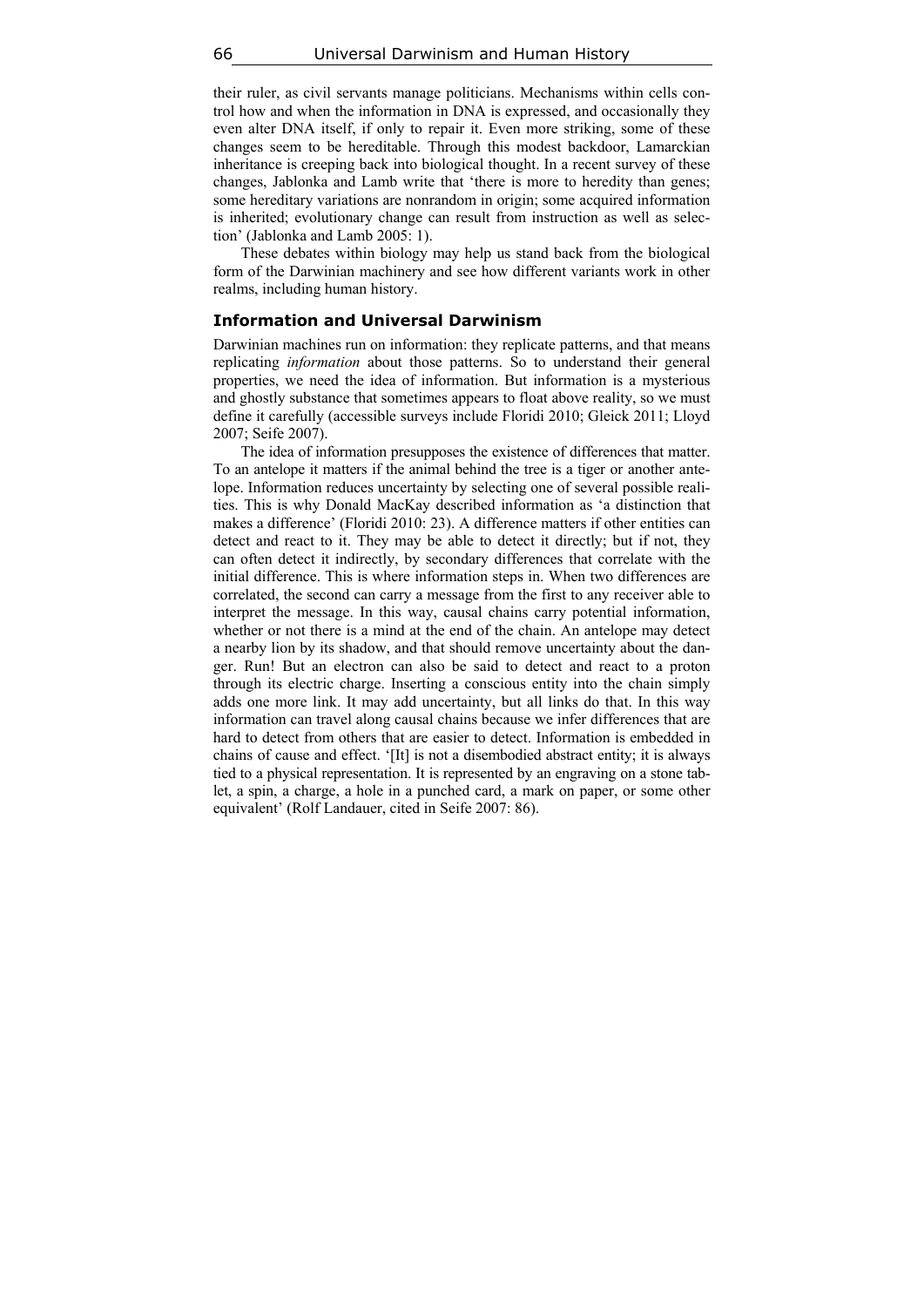their ruler, as civil servants manage politicians. Mechanisms within cells control how and when the information in DNA is expressed, and occasionally they even alter DNA itself, if only to repair it. Even more striking, some of these changes seem to be hereditable. Through this modest backdoor, Lamarckian inheritance is creeping back into biological thought. In a recent survey of these changes, Jablonka and Lamb write that 'there is more to heredity than genes; some hereditary variations are nonrandom in origin; some acquired information is inherited; evolutionary change can result from instruction as well as selection' (Jablonka and Lamb 2005: 1).

These debates within biology may help us stand back from the biological form of the Darwinian machinery and see how different variants work in other realms, including human history.

## Information and Universal Darwinism

Darwinian machines run on information: they replicate patterns, and that means replicating *information* about those patterns. So to understand their general properties, we need the idea of information. But information is a mysterious and ghostly substance that sometimes appears to float above reality, so we must define it carefully (accessible surveys include Floridi 2010; Gleick 2011; Lloyd 2007; Seife 2007).

The idea of information presupposes the existence of differences that matter. To an antelope it matters if the animal behind the tree is a tiger or another antelope. Information reduces uncertainty by selecting one of several possible realities. This is why Donald MacKay described information as 'a distinction that makes a difference' (Floridi 2010: 23). A difference matters if other entities can detect and react to it. They may be able to detect it directly; but if not, they can often detect it indirectly, by secondary differences that correlate with the initial difference. This is where information steps in. When two differences are correlated, the second can carry a message from the first to any receiver able to interpret the message. In this way, causal chains carry potential information, whether or not there is a mind at the end of the chain. An antelope may detect a nearby lion by its shadow, and that should remove uncertainty about the danger. Run! But an electron can also be said to detect and react to a proton through its electric charge. Inserting a conscious entity into the chain simply adds one more link. It may add uncertainty, but all links do that. In this way information can travel along causal chains because we infer differences that are hard to detect from others that are easier to detect. Information is embedded in chains of cause and effect. '[It] is not a disembodied abstract entity; it is always tied to a physical representation. It is represented by an engraving on a stone tablet, a spin, a charge, a hole in a punched card, a mark on paper, or some other equivalent' (Rolf Landauer, cited in Seife 2007: 86).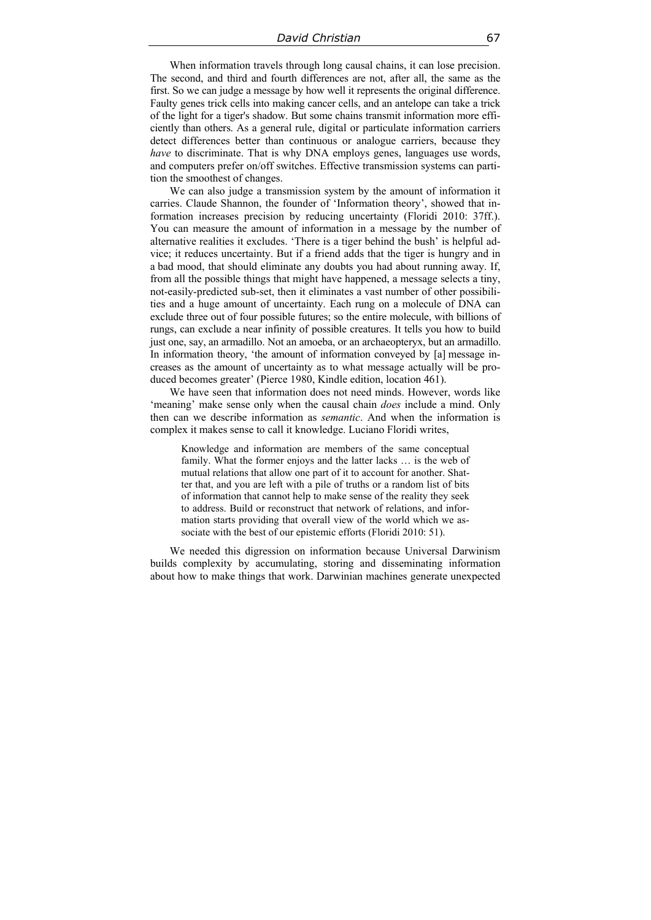When information travels through long causal chains, it can lose precision. The second, and third and fourth differences are not, after all, the same as the first. So we can judge a message by how well it represents the original difference. Faulty genes trick cells into making cancer cells, and an antelope can take a trick of the light for a tiger's shadow. But some chains transmit information more efficiently than others. As a general rule, digital or particulate information carriers detect differences better than continuous or analogue carriers, because they *have* to discriminate. That is why DNA employs genes, languages use words, and computers prefer on/off switches. Effective transmission systems can partition the smoothest of changes.

We can also judge a transmission system by the amount of information it carries. Claude Shannon, the founder of 'Information theory', showed that information increases precision by reducing uncertainty (Floridi 2010: 37ff.). You can measure the amount of information in a message by the number of alternative realities it excludes. 'There is a tiger behind the bush' is helpful advice; it reduces uncertainty. But if a friend adds that the tiger is hungry and in a bad mood, that should eliminate any doubts you had about running away. If, from all the possible things that might have happened, a message selects a tiny, not-easily-predicted sub-set, then it eliminates a vast number of other possibilities and a huge amount of uncertainty. Each rung on a molecule of DNA can exclude three out of four possible futures; so the entire molecule, with billions of rungs, can exclude a near infinity of possible creatures. It tells you how to build just one, say, an armadillo. Not an amoeba, or an archaeopteryx, but an armadillo. In information theory, 'the amount of information conveyed by [a] message increases as the amount of uncertainty as to what message actually will be produced becomes greater' (Pierce 1980, Kindle edition, location 461).

We have seen that information does not need minds. However, words like 'meaning' make sense only when the causal chain *does* include a mind. Only then can we describe information as *semantic*. And when the information is complex it makes sense to call it knowledge. Luciano Floridi writes,

> Knowledge and information are members of the same conceptual family. What the former enjoys and the latter lacks … is the web of mutual relations that allow one part of it to account for another. Shatter that, and you are left with a pile of truths or a random list of bits of information that cannot help to make sense of the reality they seek to address. Build or reconstruct that network of relations, and information starts providing that overall view of the world which we associate with the best of our epistemic efforts (Floridi 2010: 51).

We needed this digression on information because Universal Darwinism builds complexity by accumulating, storing and disseminating information about how to make things that work. Darwinian machines generate unexpected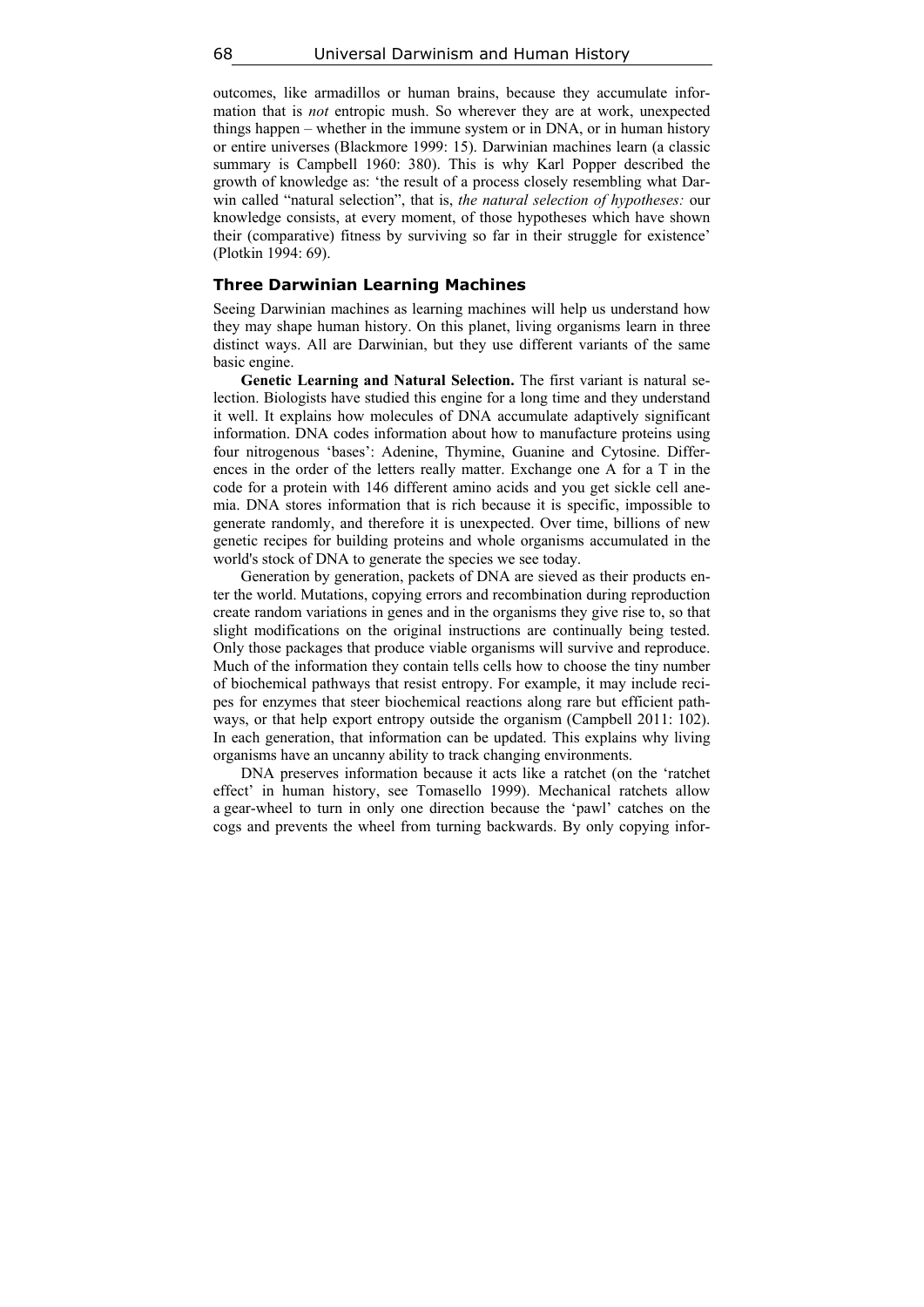outcomes, like armadillos or human brains, because they accumulate information that is *not* entropic mush. So wherever they are at work, unexpected things happen – whether in the immune system or in DNA, or in human history or entire universes (Blackmore 1999: 15). Darwinian machines learn (a classic summary is Campbell 1960: 380). This is why Karl Popper described the growth of knowledge as: 'the result of a process closely resembling what Darwin called "natural selection", that is, *the natural selection of hypotheses:* our knowledge consists, at every moment, of those hypotheses which have shown their (comparative) fitness by surviving so far in their struggle for existence' (Plotkin 1994: 69).

## Three Darwinian Learning Machines

Seeing Darwinian machines as learning machines will help us understand how they may shape human history. On this planet, living organisms learn in three distinct ways. All are Darwinian, but they use different variants of the same basic engine.

**Genetic Learning and Natural Selection.** The first variant is natural selection. Biologists have studied this engine for a long time and they understand it well. It explains how molecules of DNA accumulate adaptively significant information. DNA codes information about how to manufacture proteins using four nitrogenous 'bases': Adenine, Thymine, Guanine and Cytosine. Differences in the order of the letters really matter. Exchange one A for a T in the code for a protein with 146 different amino acids and you get sickle cell anemia. DNA stores information that is rich because it is specific, impossible to generate randomly, and therefore it is unexpected. Over time, billions of new genetic recipes for building proteins and whole organisms accumulated in the world's stock of DNA to generate the species we see today.

Generation by generation, packets of DNA are sieved as their products enter the world. Mutations, copying errors and recombination during reproduction create random variations in genes and in the organisms they give rise to, so that slight modifications on the original instructions are continually being tested. Only those packages that produce viable organisms will survive and reproduce. Much of the information they contain tells cells how to choose the tiny number of biochemical pathways that resist entropy. For example, it may include recipes for enzymes that steer biochemical reactions along rare but efficient pathways, or that help export entropy outside the organism (Campbell 2011: 102). In each generation, that information can be updated. This explains why living organisms have an uncanny ability to track changing environments.

DNA preserves information because it acts like a ratchet (on the 'ratchet effect' in human history, see Tomasello 1999). Mechanical ratchets allow a gear-wheel to turn in only one direction because the 'pawl' catches on the cogs and prevents the wheel from turning backwards. By only copying infor-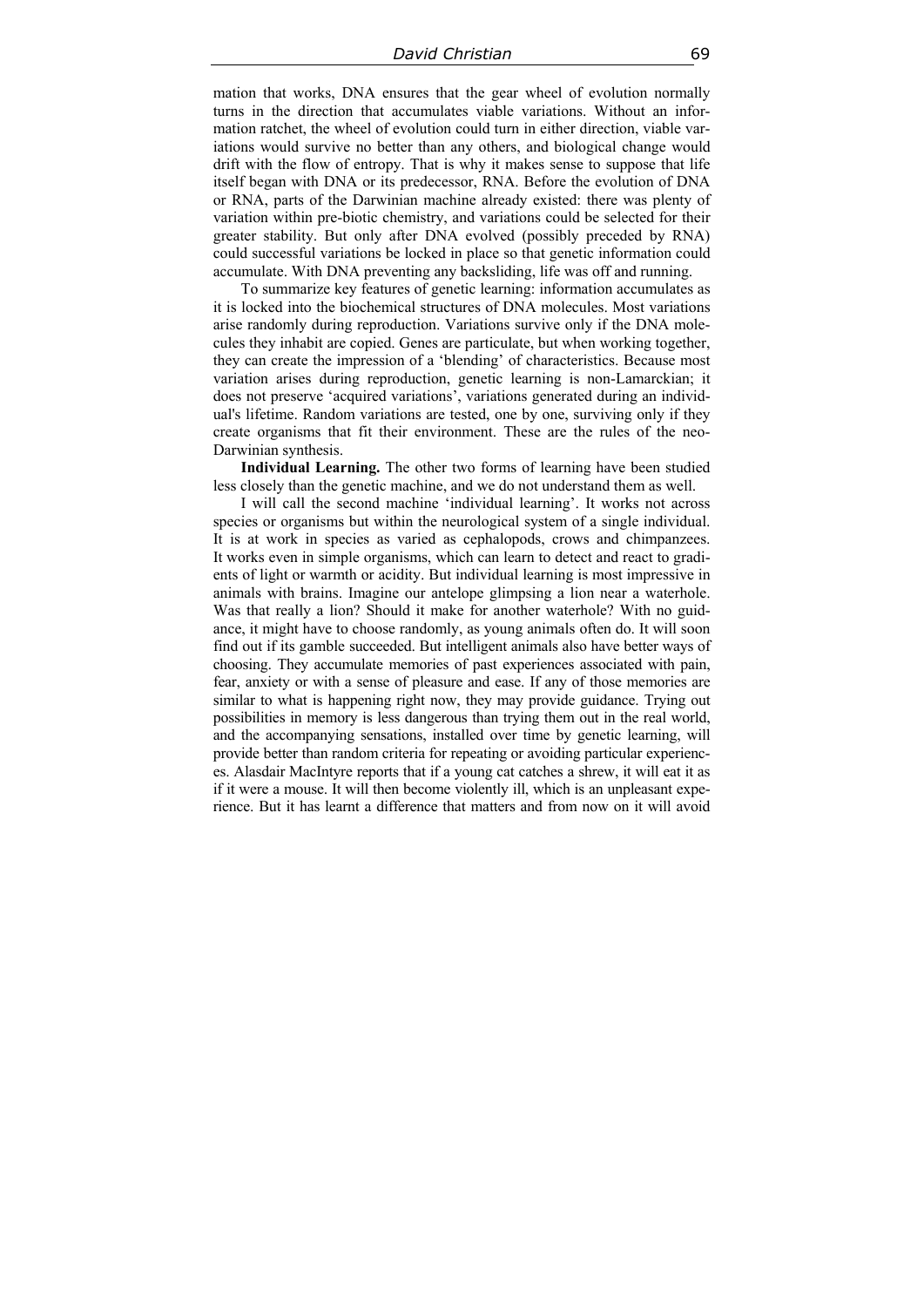mation that works, DNA ensures that the gear wheel of evolution normally turns in the direction that accumulates viable variations. Without an information ratchet, the wheel of evolution could turn in either direction, viable variations would survive no better than any others, and biological change would drift with the flow of entropy. That is why it makes sense to suppose that life itself began with DNA or its predecessor, RNA. Before the evolution of DNA or RNA, parts of the Darwinian machine already existed: there was plenty of variation within pre-biotic chemistry, and variations could be selected for their greater stability. But only after DNA evolved (possibly preceded by RNA) could successful variations be locked in place so that genetic information could accumulate. With DNA preventing any backsliding, life was off and running.

To summarize key features of genetic learning: information accumulates as it is locked into the biochemical structures of DNA molecules. Most variations arise randomly during reproduction. Variations survive only if the DNA molecules they inhabit are copied. Genes are particulate, but when working together, they can create the impression of a 'blending' of characteristics. Because most variation arises during reproduction, genetic learning is non-Lamarckian; it does not preserve 'acquired variations', variations generated during an individual's lifetime. Random variations are tested, one by one, surviving only if they create organisms that fit their environment. These are the rules of the neo-Darwinian synthesis.

**Individual Learning.** The other two forms of learning have been studied less closely than the genetic machine, and we do not understand them as well.

I will call the second machine 'individual learning'. It works not across species or organisms but within the neurological system of a single individual. It is at work in species as varied as cephalopods, crows and chimpanzees. It works even in simple organisms, which can learn to detect and react to gradients of light or warmth or acidity. But individual learning is most impressive in animals with brains. Imagine our antelope glimpsing a lion near a waterhole. Was that really a lion? Should it make for another waterhole? With no guidance, it might have to choose randomly, as young animals often do. It will soon find out if its gamble succeeded. But intelligent animals also have better ways of choosing. They accumulate memories of past experiences associated with pain, fear, anxiety or with a sense of pleasure and ease. If any of those memories are similar to what is happening right now, they may provide guidance. Trying out possibilities in memory is less dangerous than trying them out in the real world, and the accompanying sensations, installed over time by genetic learning, will provide better than random criteria for repeating or avoiding particular experiences. Alasdair MacIntyre reports that if a young cat catches a shrew, it will eat it as if it were a mouse. It will then become violently ill, which is an unpleasant experience. But it has learnt a difference that matters and from now on it will avoid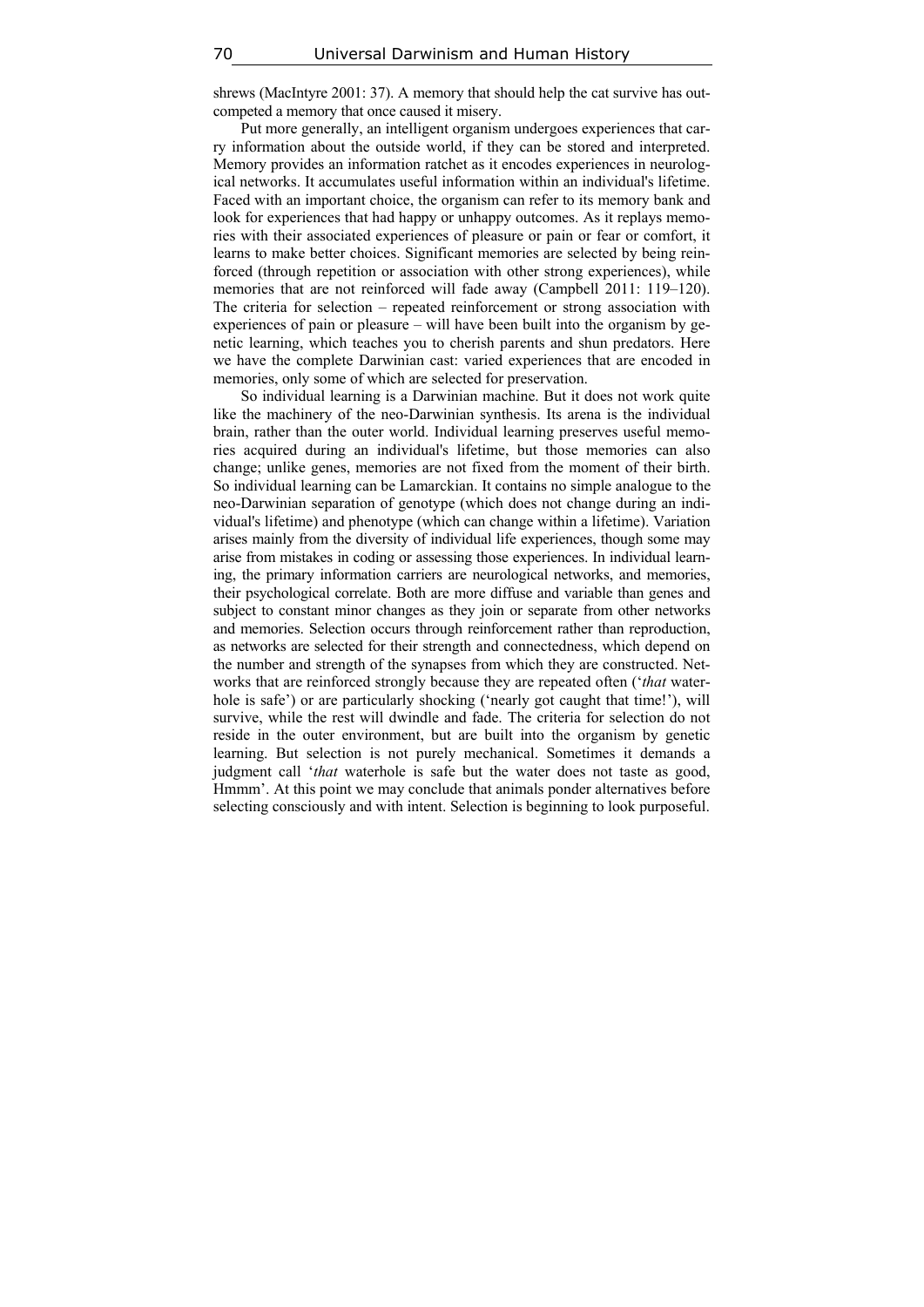shrews (MacIntyre 2001: 37). A memory that should help the cat survive has outcompeted a memory that once caused it misery.

Put more generally, an intelligent organism undergoes experiences that carry information about the outside world, if they can be stored and interpreted. Memory provides an information ratchet as it encodes experiences in neurological networks. It accumulates useful information within an individual's lifetime. Faced with an important choice, the organism can refer to its memory bank and look for experiences that had happy or unhappy outcomes. As it replays memories with their associated experiences of pleasure or pain or fear or comfort, it learns to make better choices. Significant memories are selected by being reinforced (through repetition or association with other strong experiences), while memories that are not reinforced will fade away (Campbell 2011: 119–120). The criteria for selection – repeated reinforcement or strong association with experiences of pain or pleasure – will have been built into the organism by genetic learning, which teaches you to cherish parents and shun predators. Here we have the complete Darwinian cast: varied experiences that are encoded in memories, only some of which are selected for preservation.

So individual learning is a Darwinian machine. But it does not work quite like the machinery of the neo-Darwinian synthesis. Its arena is the individual brain, rather than the outer world. Individual learning preserves useful memories acquired during an individual's lifetime, but those memories can also change; unlike genes, memories are not fixed from the moment of their birth. So individual learning can be Lamarckian. It contains no simple analogue to the neo-Darwinian separation of genotype (which does not change during an individual's lifetime) and phenotype (which can change within a lifetime). Variation arises mainly from the diversity of individual life experiences, though some may arise from mistakes in coding or assessing those experiences. In individual learning, the primary information carriers are neurological networks, and memories, their psychological correlate. Both are more diffuse and variable than genes and subject to constant minor changes as they join or separate from other networks and memories. Selection occurs through reinforcement rather than reproduction, as networks are selected for their strength and connectedness, which depend on the number and strength of the synapses from which they are constructed. Networks that are reinforced strongly because they are repeated often ('*that* waterhole is safe') or are particularly shocking ('nearly got caught that time!'), will survive, while the rest will dwindle and fade. The criteria for selection do not reside in the outer environment, but are built into the organism by genetic learning. But selection is not purely mechanical. Sometimes it demands a judgment call '*that* waterhole is safe but the water does not taste as good, Hmmm'. At this point we may conclude that animals ponder alternatives before selecting consciously and with intent. Selection is beginning to look purposeful.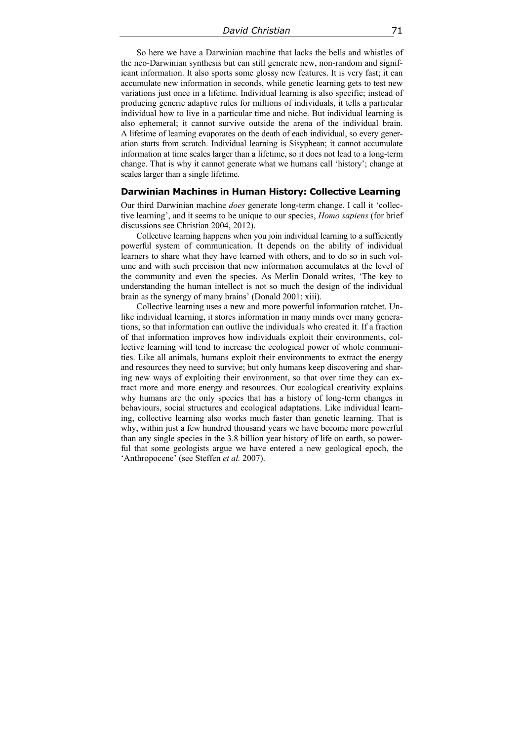So here we have a Darwinian machine that lacks the bells and whistles of the neo-Darwinian synthesis but can still generate new, non-random and significant information. It also sports some glossy new features. It is very fast; it can accumulate new information in seconds, while genetic learning gets to test new variations just once in a lifetime. Individual learning is also specific; instead of producing generic adaptive rules for millions of individuals, it tells a particular individual how to live in a particular time and niche. But individual learning is also ephemeral; it cannot survive outside the arena of the individual brain. A lifetime of learning evaporates on the death of each individual, so every generation starts from scratch. Individual learning is Sisyphean; it cannot accumulate information at time scales larger than a lifetime, so it does not lead to a long-term change. That is why it cannot generate what we humans call 'history'; change at scales larger than a single lifetime.

## Darwinian Machines in Human History: Collective Learning

Our third Darwinian machine *does* generate long-term change. I call it 'collective learning', and it seems to be unique to our species, *Homo sapiens* (for brief discussions see Christian 2004, 2012).

Collective learning happens when you join individual learning to a sufficiently powerful system of communication. It depends on the ability of individual learners to share what they have learned with others, and to do so in such volume and with such precision that new information accumulates at the level of the community and even the species. As Merlin Donald writes, 'The key to understanding the human intellect is not so much the design of the individual brain as the synergy of many brains' (Donald 2001: xiii).

Collective learning uses a new and more powerful information ratchet. Unlike individual learning, it stores information in many minds over many generations, so that information can outlive the individuals who created it. If a fraction of that information improves how individuals exploit their environments, collective learning will tend to increase the ecological power of whole communities. Like all animals, humans exploit their environments to extract the energy and resources they need to survive; but only humans keep discovering and sharing new ways of exploiting their environment, so that over time they can extract more and more energy and resources. Our ecological creativity explains why humans are the only species that has a history of long-term changes in behaviours, social structures and ecological adaptations. Like individual learning, collective learning also works much faster than genetic learning. That is why, within just a few hundred thousand years we have become more powerful than any single species in the 3.8 billion year history of life on earth, so powerful that some geologists argue we have entered a new geological epoch, the 'Anthropocene' (see Steffen *et al.* 2007).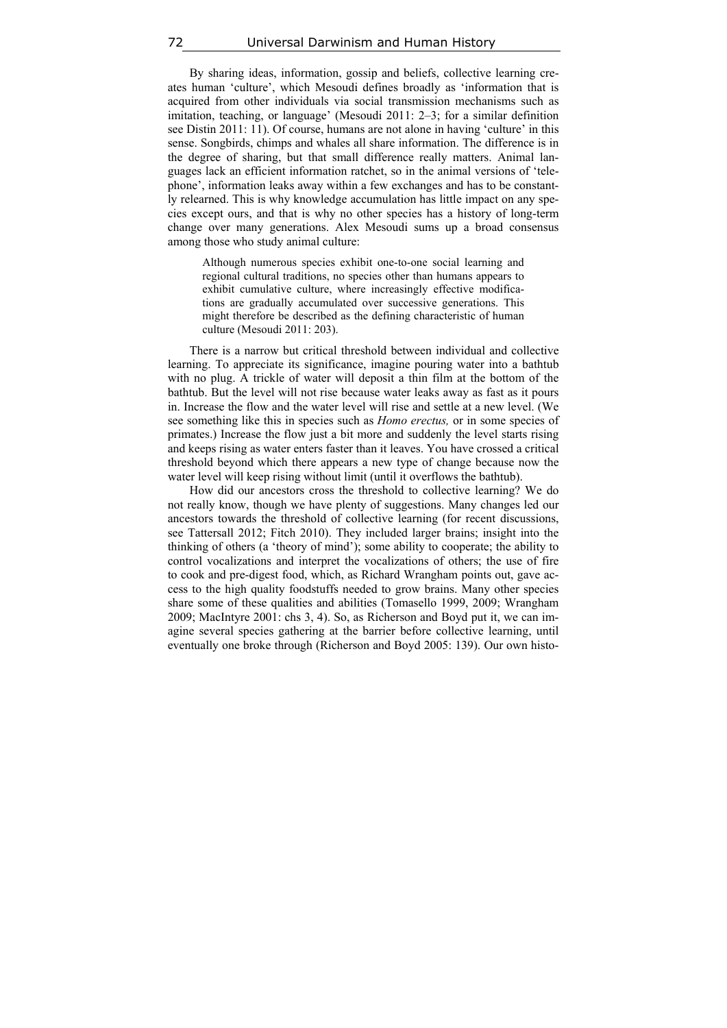By sharing ideas, information, gossip and beliefs, collective learning creates human 'culture', which Mesoudi defines broadly as 'information that is acquired from other individuals via social transmission mechanisms such as imitation, teaching, or language' (Mesoudi 2011: 2–3; for a similar definition see Distin 2011: 11). Of course, humans are not alone in having 'culture' in this sense. Songbirds, chimps and whales all share information. The difference is in the degree of sharing, but that small difference really matters. Animal languages lack an efficient information ratchet, so in the animal versions of 'telephone', information leaks away within a few exchanges and has to be constantly relearned. This is why knowledge accumulation has little impact on any species except ours, and that is why no other species has a history of long-term change over many generations. Alex Mesoudi sums up a broad consensus among those who study animal culture:

> Although numerous species exhibit one-to-one social learning and regional cultural traditions, no species other than humans appears to exhibit cumulative culture, where increasingly effective modifications are gradually accumulated over successive generations. This might therefore be described as the defining characteristic of human culture (Mesoudi 2011: 203).

There is a narrow but critical threshold between individual and collective learning. To appreciate its significance, imagine pouring water into a bathtub with no plug. A trickle of water will deposit a thin film at the bottom of the bathtub. But the level will not rise because water leaks away as fast as it pours in. Increase the flow and the water level will rise and settle at a new level. (We see something like this in species such as *Homo erectus,* or in some species of primates.) Increase the flow just a bit more and suddenly the level starts rising and keeps rising as water enters faster than it leaves. You have crossed a critical threshold beyond which there appears a new type of change because now the water level will keep rising without limit (until it overflows the bathtub).

How did our ancestors cross the threshold to collective learning? We do not really know, though we have plenty of suggestions. Many changes led our ancestors towards the threshold of collective learning (for recent discussions, see Tattersall 2012; Fitch 2010). They included larger brains; insight into the thinking of others (a 'theory of mind'); some ability to cooperate; the ability to control vocalizations and interpret the vocalizations of others; the use of fire to cook and pre-digest food, which, as Richard Wrangham points out, gave access to the high quality foodstuffs needed to grow brains. Many other species share some of these qualities and abilities (Tomasello 1999, 2009; Wrangham 2009; MacIntyre 2001: chs 3, 4). So, as Richerson and Boyd put it, we can imagine several species gathering at the barrier before collective learning, until eventually one broke through (Richerson and Boyd 2005: 139). Our own histo-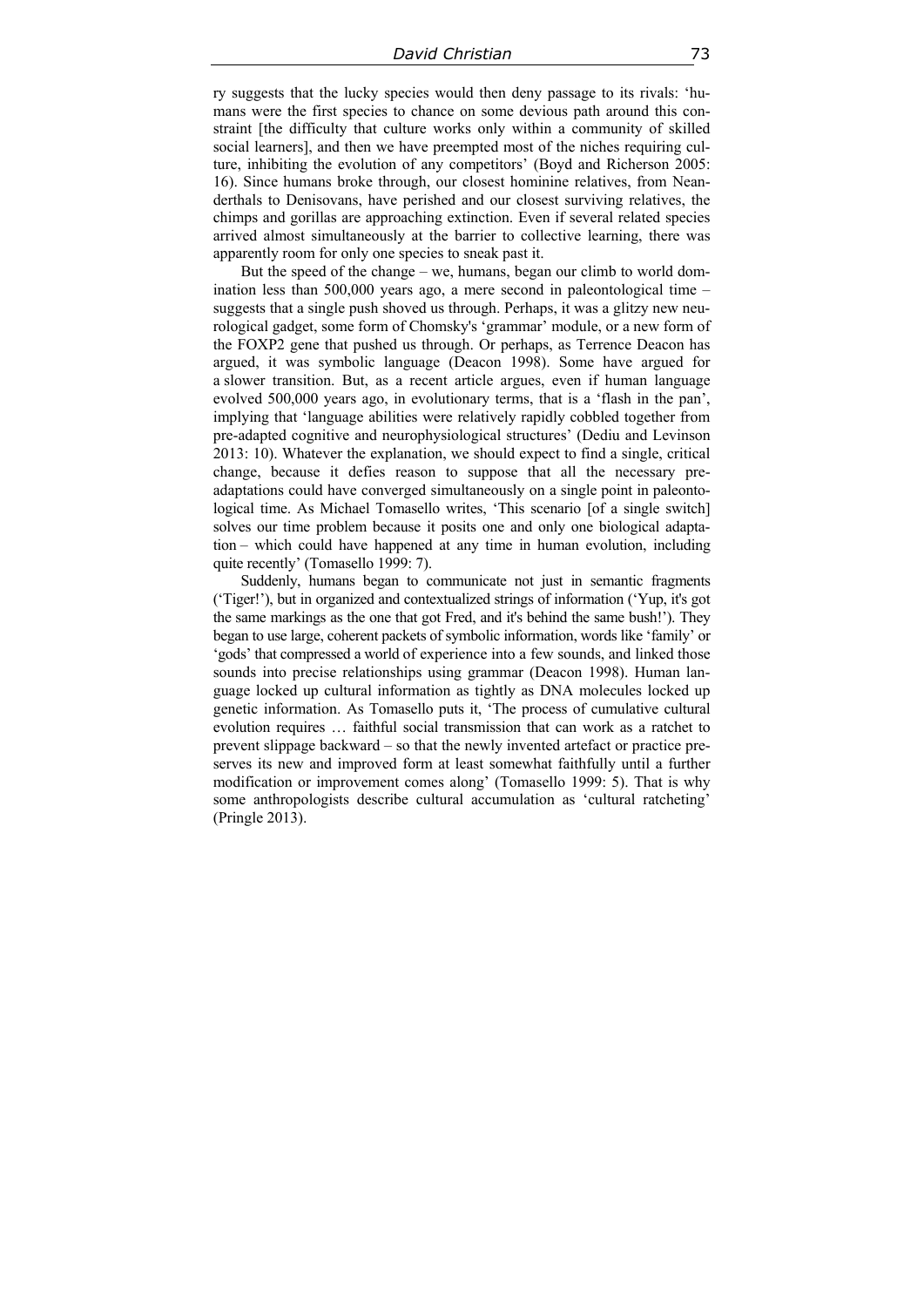ry suggests that the lucky species would then deny passage to its rivals: 'humans were the first species to chance on some devious path around this constraint [the difficulty that culture works only within a community of skilled social learners], and then we have preempted most of the niches requiring culture, inhibiting the evolution of any competitors' (Boyd and Richerson 2005: 16). Since humans broke through, our closest hominine relatives, from Neanderthals to Denisovans, have perished and our closest surviving relatives, the chimps and gorillas are approaching extinction. Even if several related species arrived almost simultaneously at the barrier to collective learning, there was apparently room for only one species to sneak past it.

But the speed of the change – we, humans, began our climb to world domination less than 500,000 years ago, a mere second in paleontological time – suggests that a single push shoved us through. Perhaps, it was a glitzy new neurological gadget, some form of Chomsky's 'grammar' module, or a new form of the FOXP2 gene that pushed us through. Or perhaps, as Terrence Deacon has argued, it was symbolic language (Deacon 1998). Some have argued for a slower transition. But, as a recent article argues, even if human language evolved 500,000 years ago, in evolutionary terms, that is a 'flash in the pan', implying that 'language abilities were relatively rapidly cobbled together from pre-adapted cognitive and neurophysiological structures' (Dediu and Levinson 2013: 10). Whatever the explanation, we should expect to find a single, critical change, because it defies reason to suppose that all the necessary pre-adaptations could have converged simultaneously on a single point in paleontological time. As Michael Tomasello writes, 'This scenario [of a single switch] solves our time problem because it posits one and only one biological adaptation – which could have happened at any time in human evolution, including quite recently' (Tomasello 1999: 7).

Suddenly, humans began to communicate not just in semantic fragments ('Tiger!'), but in organized and contextualized strings of information ('Yup, it's got the same markings as the one that got Fred, and it's behind the same bush!'). They began to use large, coherent packets of symbolic information, words like 'family' or 'gods' that compressed a world of experience into a few sounds, and linked those sounds into precise relationships using grammar (Deacon 1998). Human language locked up cultural information as tightly as DNA molecules locked up genetic information. As Tomasello puts it, 'The process of cumulative cultural evolution requires … faithful social transmission that can work as a ratchet to prevent slippage backward – so that the newly invented artefact or practice preserves its new and improved form at least somewhat faithfully until a further modification or improvement comes along' (Tomasello 1999: 5). That is why some anthropologists describe cultural accumulation as 'cultural ratcheting' (Pringle 2013).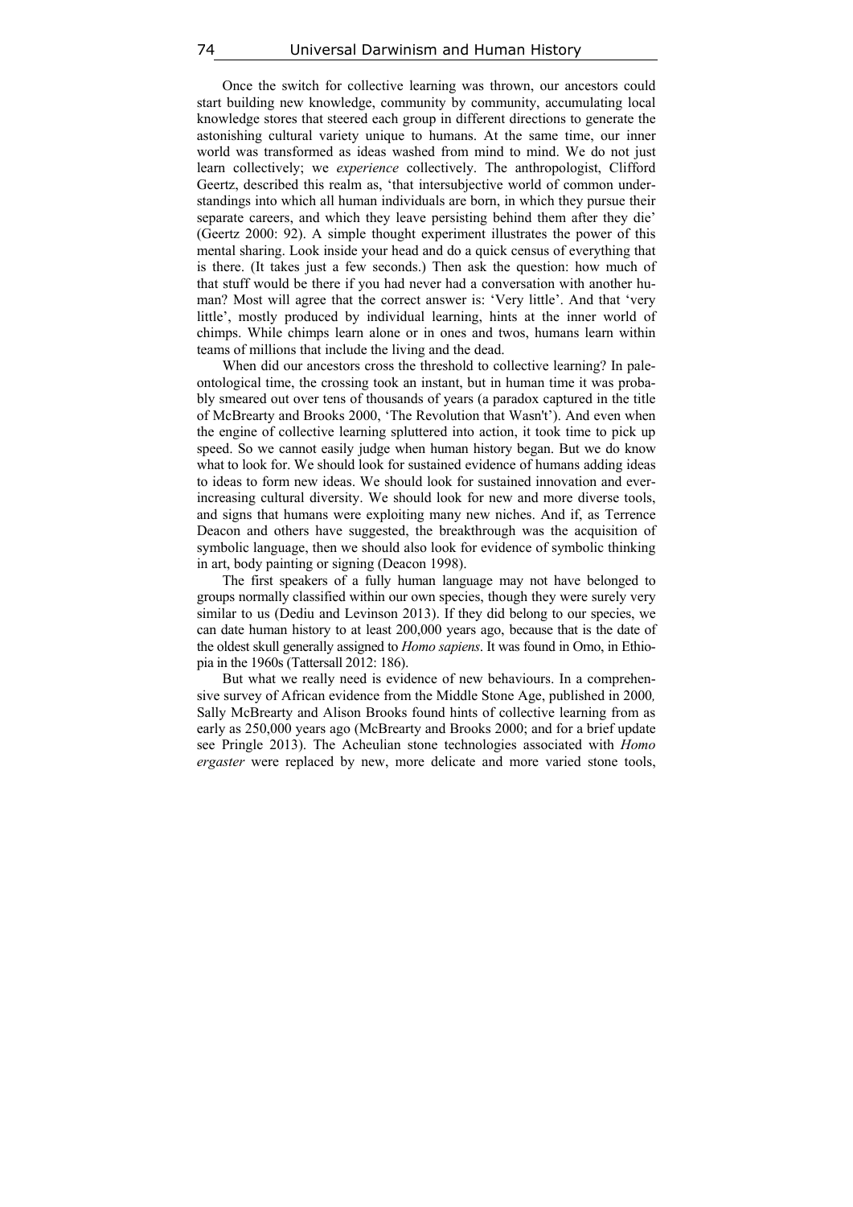Once the switch for collective learning was thrown, our ancestors could start building new knowledge, community by community, accumulating local knowledge stores that steered each group in different directions to generate the astonishing cultural variety unique to humans. At the same time, our inner world was transformed as ideas washed from mind to mind. We do not just learn collectively; we *experience* collectively. The anthropologist, Clifford Geertz, described this realm as, 'that intersubjective world of common understandings into which all human individuals are born, in which they pursue their separate careers, and which they leave persisting behind them after they die' (Geertz 2000: 92). A simple thought experiment illustrates the power of this mental sharing. Look inside your head and do a quick census of everything that is there. (It takes just a few seconds.) Then ask the question: how much of that stuff would be there if you had never had a conversation with another human? Most will agree that the correct answer is: 'Very little'. And that 'very little', mostly produced by individual learning, hints at the inner world of chimps. While chimps learn alone or in ones and twos, humans learn within teams of millions that include the living and the dead.

When did our ancestors cross the threshold to collective learning? In paleontological time, the crossing took an instant, but in human time it was probably smeared out over tens of thousands of years (a paradox captured in the title of McBrearty and Brooks 2000, 'The Revolution that Wasn't'). And even when the engine of collective learning spluttered into action, it took time to pick up speed. So we cannot easily judge when human history began. But we do know what to look for. We should look for sustained evidence of humans adding ideas to ideas to form new ideas. We should look for sustained innovation and ever-increasing cultural diversity. We should look for new and more diverse tools, and signs that humans were exploiting many new niches. And if, as Terrence Deacon and others have suggested, the breakthrough was the acquisition of symbolic language, then we should also look for evidence of symbolic thinking in art, body painting or signing (Deacon 1998).

The first speakers of a fully human language may not have belonged to groups normally classified within our own species, though they were surely very similar to us (Dediu and Levinson 2013). If they did belong to our species, we can date human history to at least 200,000 years ago, because that is the date of the oldest skull generally assigned to *Homo sapiens*. It was found in Omo, in Ethiopia in the 1960s (Tattersall 2012: 186).

But what we really need is evidence of new behaviours. In a comprehensive survey of African evidence from the Middle Stone Age, published in 2000, Sally McBrearty and Alison Brooks found hints of collective learning from as early as 250,000 years ago (McBrearty and Brooks 2000; and for a brief update see Pringle 2013). The Acheulian stone technologies associated with *Homo ergaster* were replaced by new, more delicate and more varied stone tools,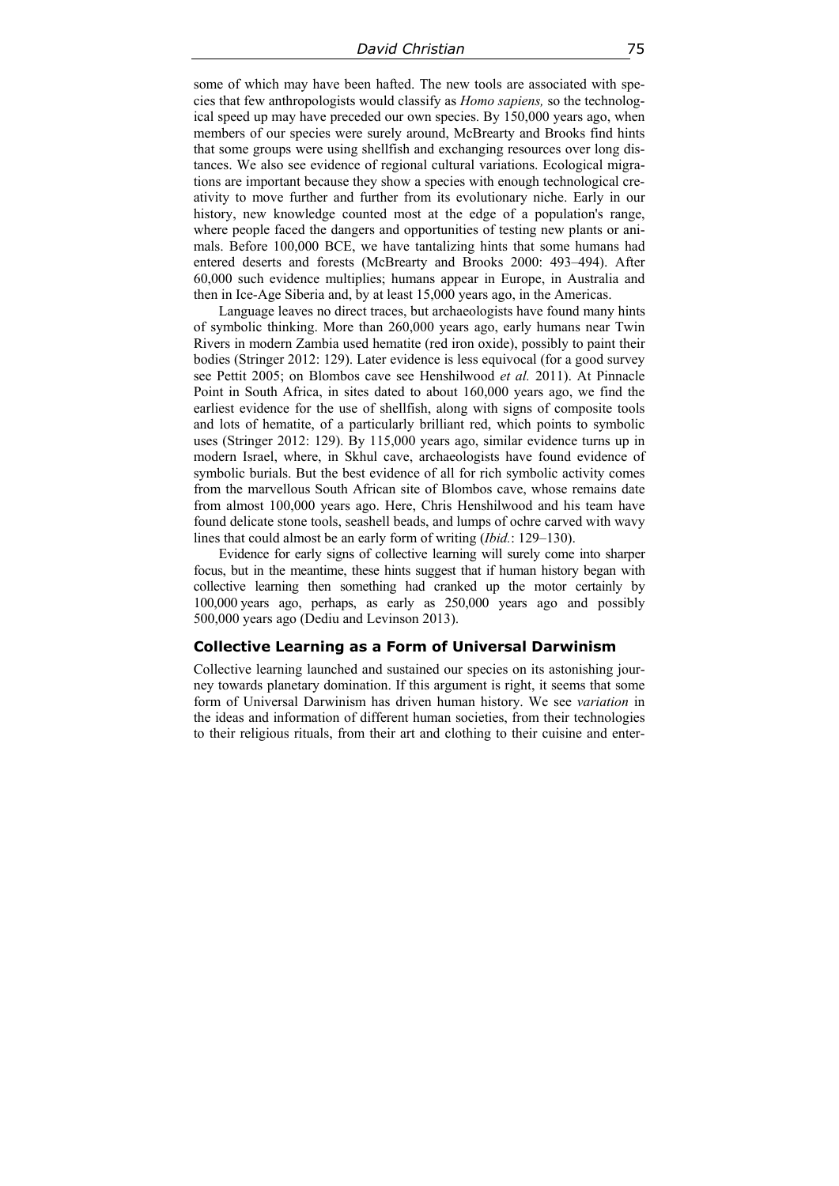some of which may have been hafted. The new tools are associated with species that few anthropologists would classify as *Homo sapiens,* so the technological speed up may have preceded our own species. By 150,000 years ago, when members of our species were surely around, McBrearty and Brooks find hints that some groups were using shellfish and exchanging resources over long distances. We also see evidence of regional cultural variations. Ecological migrations are important because they show a species with enough technological creativity to move further and further from its evolutionary niche. Early in our history, new knowledge counted most at the edge of a population's range, where people faced the dangers and opportunities of testing new plants or animals. Before 100,000 BCE, we have tantalizing hints that some humans had entered deserts and forests (McBrearty and Brooks 2000: 493–494). After 60,000 such evidence multiplies; humans appear in Europe, in Australia and then in Ice-Age Siberia and, by at least 15,000 years ago, in the Americas.

Language leaves no direct traces, but archaeologists have found many hints of symbolic thinking. More than 260,000 years ago, early humans near Twin Rivers in modern Zambia used hematite (red iron oxide), possibly to paint their bodies (Stringer 2012: 129). Later evidence is less equivocal (for a good survey see Pettit 2005; on Blombos cave see Henshilwood *et al.* 2011). At Pinnacle Point in South Africa, in sites dated to about 160,000 years ago, we find the earliest evidence for the use of shellfish, along with signs of composite tools and lots of hematite, of a particularly brilliant red, which points to symbolic uses (Stringer 2012: 129). By 115,000 years ago, similar evidence turns up in modern Israel, where, in Skhul cave, archaeologists have found evidence of symbolic burials. But the best evidence of all for rich symbolic activity comes from the marvellous South African site of Blombos cave, whose remains date from almost 100,000 years ago. Here, Chris Henshilwood and his team have found delicate stone tools, seashell beads, and lumps of ochre carved with wavy lines that could almost be an early form of writing (*Ibid.*: 129–130).

Evidence for early signs of collective learning will surely come into sharper focus, but in the meantime, these hints suggest that if human history began with collective learning then something had cranked up the motor certainly by 100,000 years ago, perhaps, as early as 250,000 years ago and possibly 500,000 years ago (Dediu and Levinson 2013).

## Collective Learning as a Form of Universal Darwinism

Collective learning launched and sustained our species on its astonishing journey towards planetary domination. If this argument is right, it seems that some form of Universal Darwinism has driven human history. We see *variation* in the ideas and information of different human societies, from their technologies to their religious rituals, from their art and clothing to their cuisine and enter-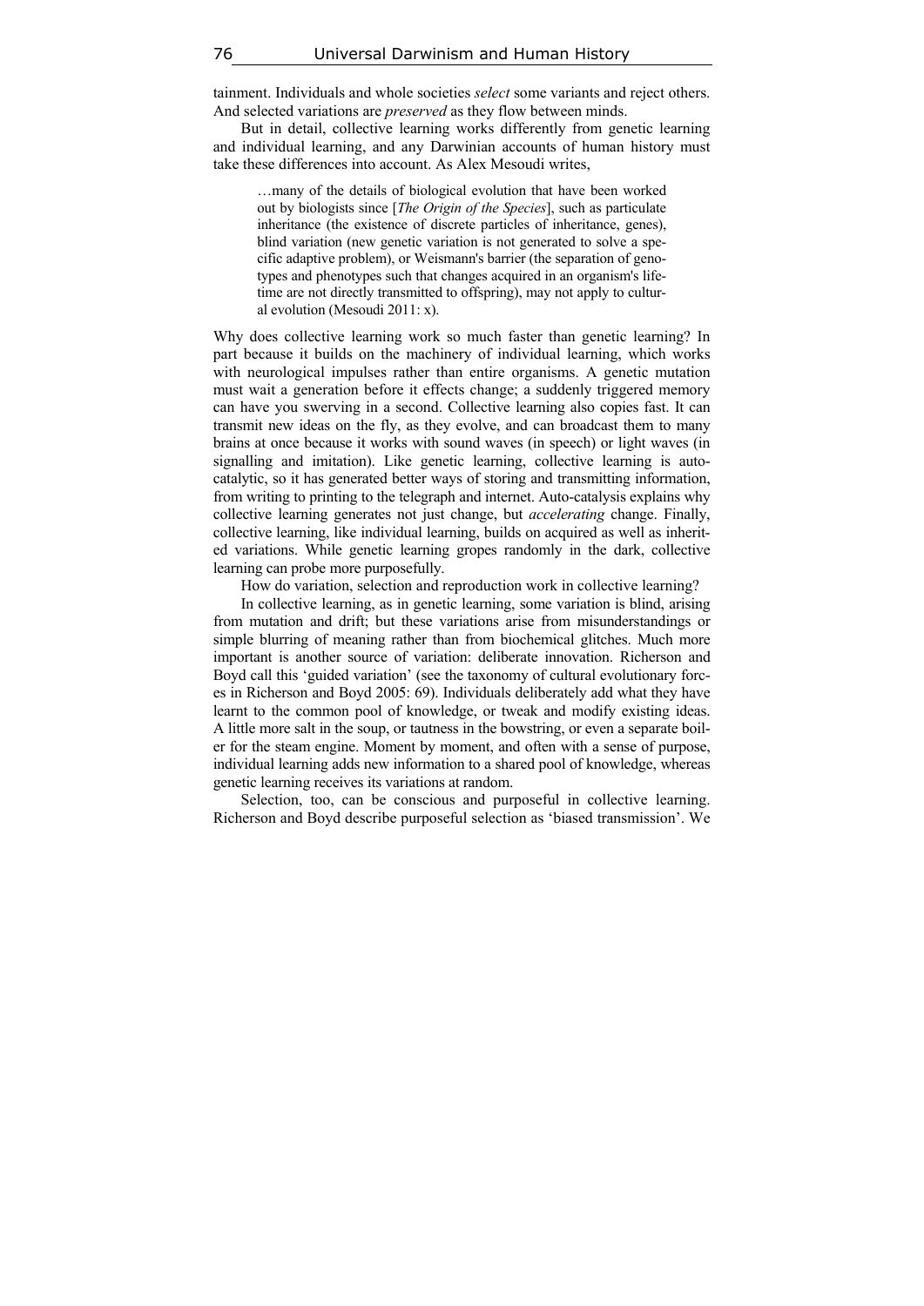tainment. Individuals and whole societies *select* some variants and reject others. And selected variations are *preserved* as they flow between minds.

But in detail, collective learning works differently from genetic learning and individual learning, and any Darwinian accounts of human history must take these differences into account. As Alex Mesoudi writes,

> …many of the details of biological evolution that have been worked out by biologists since [*The Origin of the Species*], such as particulate inheritance (the existence of discrete particles of inheritance, genes), blind variation (new genetic variation is not generated to solve a specific adaptive problem), or Weismann's barrier (the separation of genotypes and phenotypes such that changes acquired in an organism's lifetime are not directly transmitted to offspring), may not apply to cultural evolution (Mesoudi 2011: x).

Why does collective learning work so much faster than genetic learning? In part because it builds on the machinery of individual learning, which works with neurological impulses rather than entire organisms. A genetic mutation must wait a generation before it effects change; a suddenly triggered memory can have you swerving in a second. Collective learning also copies fast. It can transmit new ideas on the fly, as they evolve, and can broadcast them to many brains at once because it works with sound waves (in speech) or light waves (in signalling and imitation). Like genetic learning, collective learning is autocatalytic, so it has generated better ways of storing and transmitting information, from writing to printing to the telegraph and internet. Auto-catalysis explains why collective learning generates not just change, but *accelerating* change. Finally, collective learning, like individual learning, builds on acquired as well as inherited variations. While genetic learning gropes randomly in the dark, collective learning can probe more purposefully.

How do variation, selection and reproduction work in collective learning?

In collective learning, as in genetic learning, some variation is blind, arising from mutation and drift; but these variations arise from misunderstandings or simple blurring of meaning rather than from biochemical glitches. Much more important is another source of variation: deliberate innovation. Richerson and Boyd call this 'guided variation' (see the taxonomy of cultural evolutionary forces in Richerson and Boyd 2005: 69). Individuals deliberately add what they have learnt to the common pool of knowledge, or tweak and modify existing ideas. A little more salt in the soup, or tautness in the bowstring, or even a separate boiler for the steam engine. Moment by moment, and often with a sense of purpose, individual learning adds new information to a shared pool of knowledge, whereas genetic learning receives its variations at random.

Selection, too, can be conscious and purposeful in collective learning. Richerson and Boyd describe purposeful selection as 'biased transmission'. We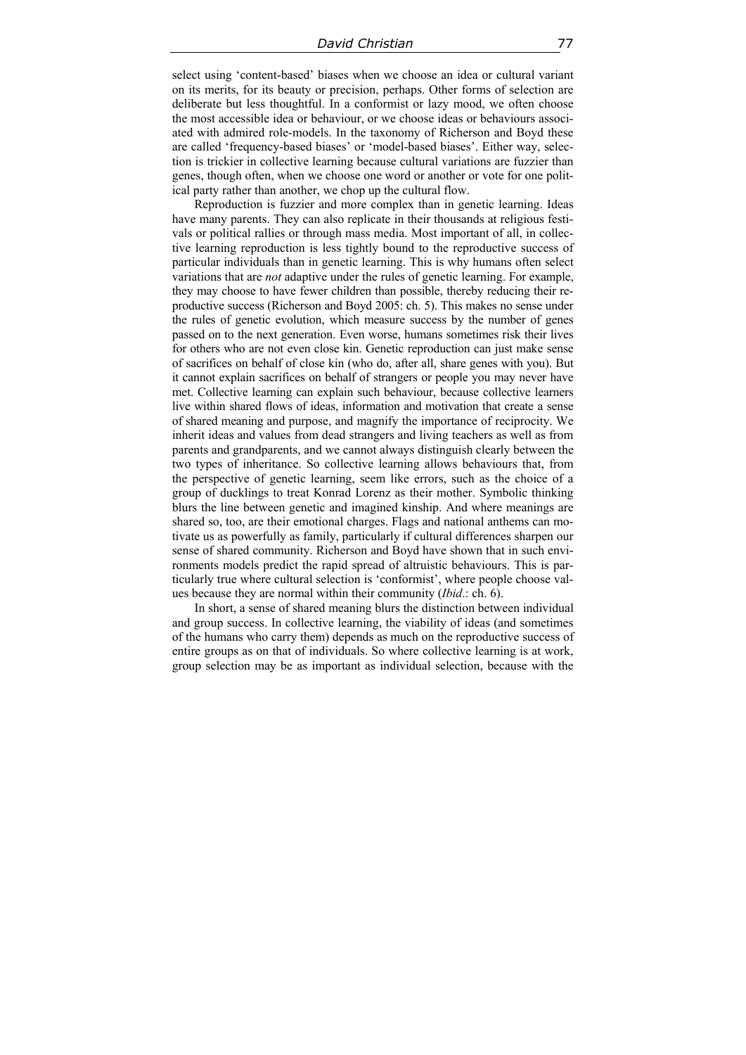select using 'content-based' biases when we choose an idea or cultural variant on its merits, for its beauty or precision, perhaps. Other forms of selection are deliberate but less thoughtful. In a conformist or lazy mood, we often choose the most accessible idea or behaviour, or we choose ideas or behaviours associated with admired role-models. In the taxonomy of Richerson and Boyd these are called 'frequency-based biases' or 'model-based biases'. Either way, selection is trickier in collective learning because cultural variations are fuzzier than genes, though often, when we choose one word or another or vote for one political party rather than another, we chop up the cultural flow.

Reproduction is fuzzier and more complex than in genetic learning. Ideas have many parents. They can also replicate in their thousands at religious festivals or political rallies or through mass media. Most important of all, in collective learning reproduction is less tightly bound to the reproductive success of particular individuals than in genetic learning. This is why humans often select variations that are *not* adaptive under the rules of genetic learning. For example, they may choose to have fewer children than possible, thereby reducing their reproductive success (Richerson and Boyd 2005: ch. 5). This makes no sense under the rules of genetic evolution, which measure success by the number of genes passed on to the next generation. Even worse, humans sometimes risk their lives for others who are not even close kin. Genetic reproduction can just make sense of sacrifices on behalf of close kin (who do, after all, share genes with you). But it cannot explain sacrifices on behalf of strangers or people you may never have met. Collective learning can explain such behaviour, because collective learners live within shared flows of ideas, information and motivation that create a sense of shared meaning and purpose, and magnify the importance of reciprocity. We inherit ideas and values from dead strangers and living teachers as well as from parents and grandparents, and we cannot always distinguish clearly between the two types of inheritance. So collective learning allows behaviours that, from the perspective of genetic learning, seem like errors, such as the choice of a group of ducklings to treat Konrad Lorenz as their mother. Symbolic thinking blurs the line between genetic and imagined kinship. And where meanings are shared so, too, are their emotional charges. Flags and national anthems can motivate us as powerfully as family, particularly if cultural differences sharpen our sense of shared community. Richerson and Boyd have shown that in such environments models predict the rapid spread of altruistic behaviours. This is particularly true where cultural selection is 'conformist', where people choose values because they are normal within their community (*Ibid*.: ch. 6).

In short, a sense of shared meaning blurs the distinction between individual and group success. In collective learning, the viability of ideas (and sometimes of the humans who carry them) depends as much on the reproductive success of entire groups as on that of individuals. So where collective learning is at work, group selection may be as important as individual selection, because with the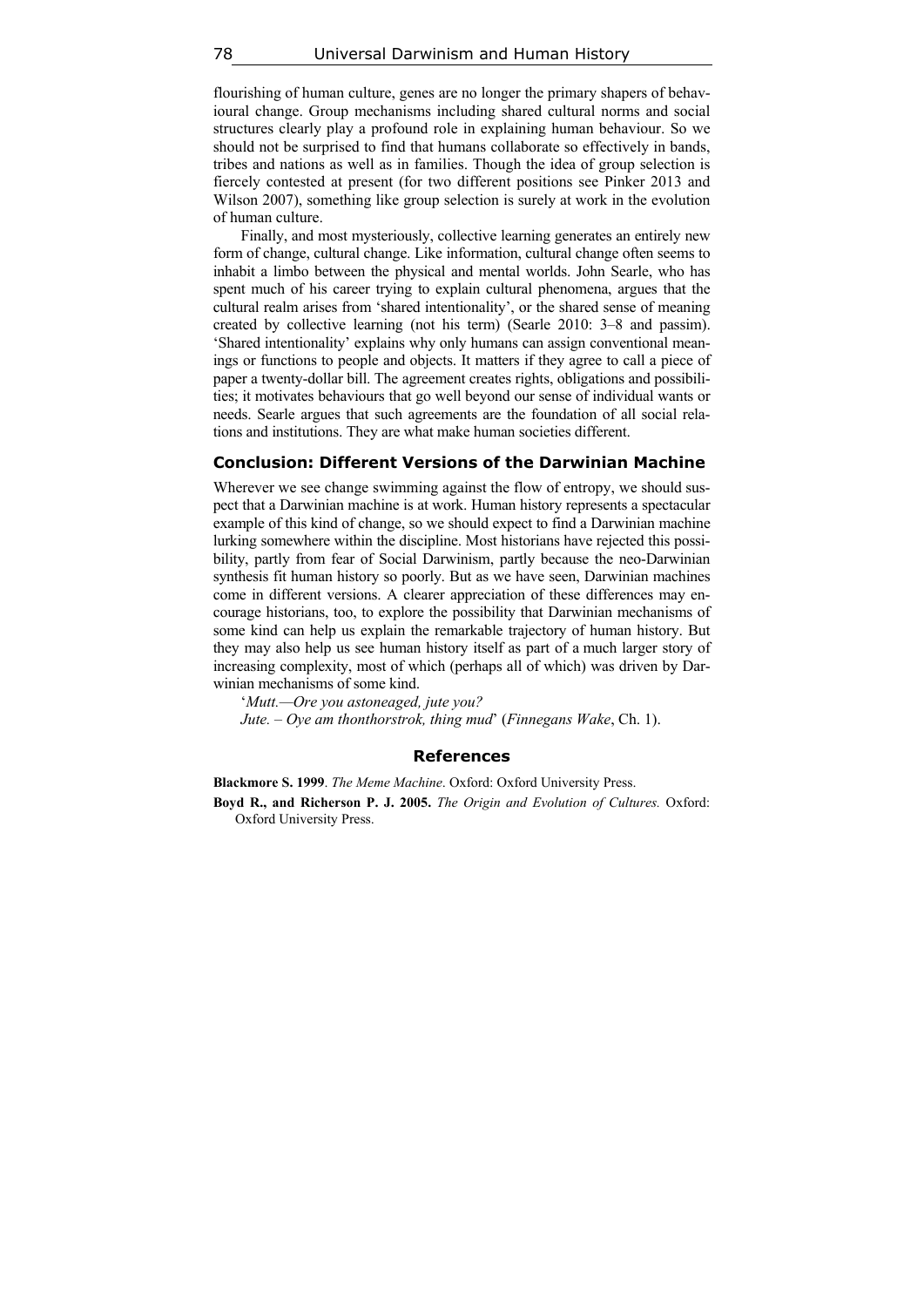flourishing of human culture, genes are no longer the primary shapers of behavioural change. Group mechanisms including shared cultural norms and social structures clearly play a profound role in explaining human behaviour. So we should not be surprised to find that humans collaborate so effectively in bands, tribes and nations as well as in families. Though the idea of group selection is fiercely contested at present (for two different positions see Pinker 2013 and Wilson 2007), something like group selection is surely at work in the evolution of human culture.

Finally, and most mysteriously, collective learning generates an entirely new form of change, cultural change. Like information, cultural change often seems to inhabit a limbo between the physical and mental worlds. John Searle, who has spent much of his career trying to explain cultural phenomena, argues that the cultural realm arises from 'shared intentionality', or the shared sense of meaning created by collective learning (not his term) (Searle 2010: 3–8 and passim). 'Shared intentionality' explains why only humans can assign conventional meanings or functions to people and objects. It matters if they agree to call a piece of paper a twenty-dollar bill. The agreement creates rights, obligations and possibilities; it motivates behaviours that go well beyond our sense of individual wants or needs. Searle argues that such agreements are the foundation of all social relations and institutions. They are what make human societies different.

## Conclusion: Different Versions of the Darwinian Machine

Wherever we see change swimming against the flow of entropy, we should suspect that a Darwinian machine is at work. Human history represents a spectacular example of this kind of change, so we should expect to find a Darwinian machine lurking somewhere within the discipline. Most historians have rejected this possibility, partly from fear of Social Darwinism, partly because the neo-Darwinian synthesis fit human history so poorly. But as we have seen, Darwinian machines come in different versions. A clearer appreciation of these differences may encourage historians, too, to explore the possibility that Darwinian mechanisms of some kind can help us explain the remarkable trajectory of human history. But they may also help us see human history itself as part of a much larger story of increasing complexity, most of which (perhaps all of which) was driven by Darwinian mechanisms of some kind.

'*Mutt.—Ore you astoneaged, jute you?*
*Jute. – Oye am thonthorstrok, thing mud*' (*Finnegans Wake*, Ch. 1).

## References

**Blackmore S. 1999**. *The Meme Machine*. Oxford: Oxford University Press.

**Boyd R., and Richerson P. J. 2005.** *The Origin and Evolution of Cultures.* Oxford: Oxford University Press.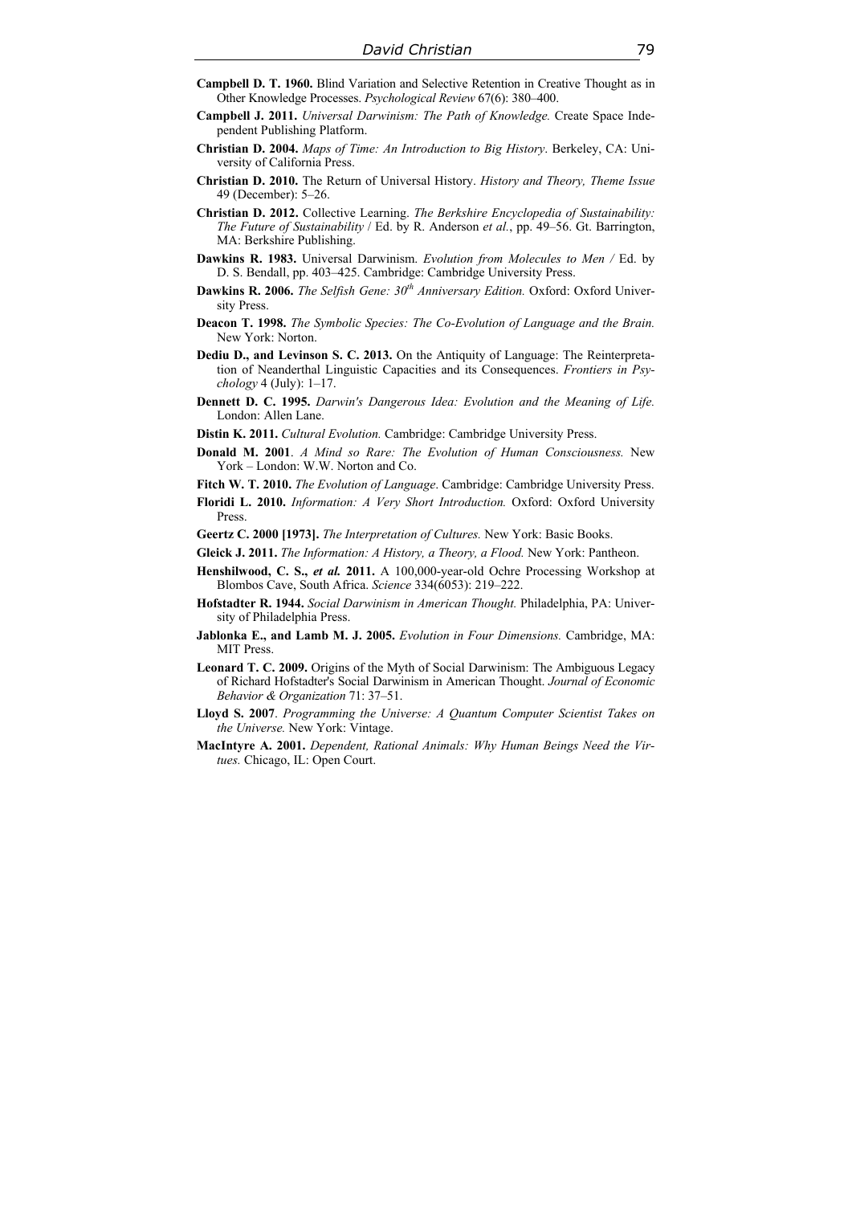**Campbell D. T. 1960.** Blind Variation and Selective Retention in Creative Thought as in Other Knowledge Processes. *Psychological Review* 67(6): 380–400.

**Campbell J. 2011.** *Universal Darwinism: The Path of Knowledge.* Create Space Independent Publishing Platform.

**Christian D. 2004.** *Maps of Time: An Introduction to Big History*. Berkeley, CA: University of California Press.

**Christian D. 2010.** The Return of Universal History. *History and Theory, Theme Issue* 49 (December): 5–26.

**Christian D. 2012.** Collective Learning. *The Berkshire Encyclopedia of Sustainability: The Future of Sustainability* / Ed. by R. Anderson *et al.*, pp. 49–56. Gt. Barrington, MA: Berkshire Publishing.

**Dawkins R. 1983.** Universal Darwinism. *Evolution from Molecules to Men /* Ed. by D. S. Bendall, pp. 403–425. Cambridge: Cambridge University Press.

**Dawkins R. 2006.** *The Selfish Gene: 30th Anniversary Edition.* Oxford: Oxford University Press.

**Deacon T. 1998.** *The Symbolic Species: The Co-Evolution of Language and the Brain.* New York: Norton.

**Dediu D., and Levinson S. C. 2013.** On the Antiquity of Language: The Reinterpretation of Neanderthal Linguistic Capacities and its Consequences. *Frontiers in Psychology* 4 (July): 1–17.

**Dennett D. C. 1995.** *Darwin's Dangerous Idea: Evolution and the Meaning of Life.* London: Allen Lane.

**Distin K. 2011.** *Cultural Evolution.* Cambridge: Cambridge University Press.

**Donald M. 2001**. *A Mind so Rare: The Evolution of Human Consciousness.* New York – London: W.W. Norton and Co.

**Fitch W. T. 2010.** *The Evolution of Language*. Cambridge: Cambridge University Press.

**Floridi L. 2010.** *Information: A Very Short Introduction.* Oxford: Oxford University Press.

**Geertz C. 2000 [1973].** *The Interpretation of Cultures.* New York: Basic Books.

**Gleick J. 2011.** *The Information: A History, a Theory, a Flood.* New York: Pantheon.

**Henshilwood, C. S.,** ***et al.*** **2011.** A 100,000-year-old Ochre Processing Workshop at Blombos Cave, South Africa. *Science* 334(6053): 219–222.

**Hofstadter R. 1944.** *Social Darwinism in American Thought.* Philadelphia, PA: University of Philadelphia Press.

**Jablonka E., and Lamb M. J. 2005.** *Evolution in Four Dimensions.* Cambridge, MA: MIT Press.

**Leonard T. C. 2009.** Origins of the Myth of Social Darwinism: The Ambiguous Legacy of Richard Hofstadter's Social Darwinism in American Thought. *Journal of Economic Behavior & Organization* 71: 37–51.

**Lloyd S. 2007**. *Programming the Universe: A Quantum Computer Scientist Takes on the Universe.* New York: Vintage.

**MacIntyre A. 2001.** *Dependent, Rational Animals: Why Human Beings Need the Virtues.* Chicago, IL: Open Court.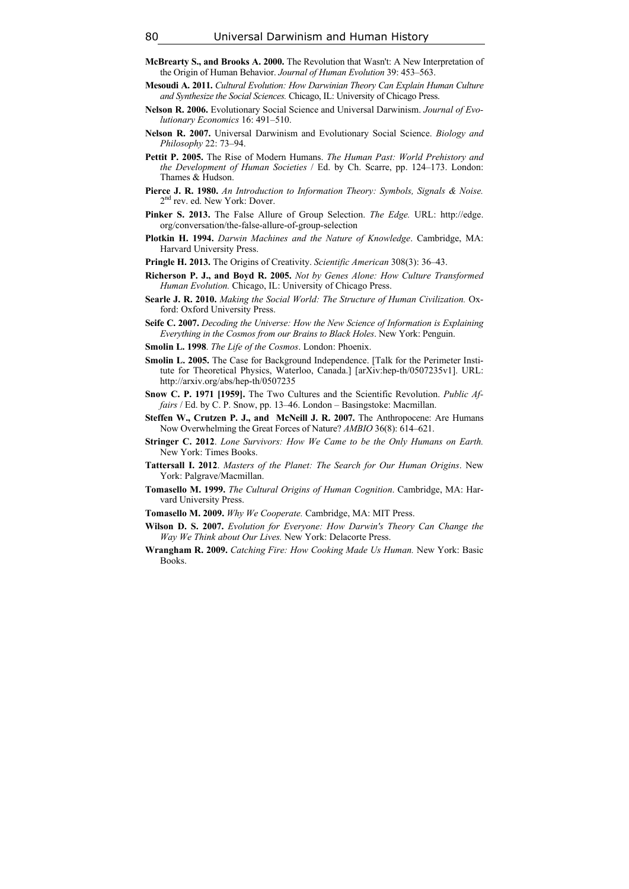**McBrearty S., and Brooks A. 2000.** The Revolution that Wasn't: A New Interpretation of the Origin of Human Behavior. *Journal of Human Evolution* 39: 453–563.

**Mesoudi A. 2011.** *Cultural Evolution: How Darwinian Theory Can Explain Human Culture and Synthesize the Social Sciences.* Chicago, IL: University of Chicago Press.

**Nelson R. 2006.** Evolutionary Social Science and Universal Darwinism. *Journal of Evolutionary Economics* 16: 491–510.

**Nelson R. 2007.** Universal Darwinism and Evolutionary Social Science. *Biology and Philosophy* 22: 73–94.

**Pettit P. 2005.** The Rise of Modern Humans. *The Human Past: World Prehistory and the Development of Human Societies* / Ed. by Ch. Scarre, pp. 124–173. London: Thames & Hudson.

**Pierce J. R. 1980.** *An Introduction to Information Theory: Symbols, Signals & Noise.* 2nd rev. ed. New York: Dover.

**Pinker S. 2013.** The False Allure of Group Selection. *The Edge.* URL: http://edge.org/conversation/the-false-allure-of-group-selection

**Plotkin H. 1994.** *Darwin Machines and the Nature of Knowledge*. Cambridge, MA: Harvard University Press.

**Pringle H. 2013.** The Origins of Creativity. *Scientific American* 308(3): 36–43.

**Richerson P. J., and Boyd R. 2005.** *Not by Genes Alone: How Culture Transformed Human Evolution.* Chicago, IL: University of Chicago Press.

**Searle J. R. 2010.** *Making the Social World: The Structure of Human Civilization.* Oxford: Oxford University Press.

**Seife C. 2007.** *Decoding the Universe: How the New Science of Information is Explaining Everything in the Cosmos from our Brains to Black Holes*. New York: Penguin.

**Smolin L. 1998**. *The Life of the Cosmos*. London: Phoenix.

**Smolin L. 2005.** The Case for Background Independence. [Talk for the Perimeter Institute for Theoretical Physics, Waterloo, Canada.] [arXiv:hep-th/0507235v1]. URL: http://arxiv.org/abs/hep-th/0507235

**Snow C. P. 1971 [1959].** The Two Cultures and the Scientific Revolution. *Public Affairs* / Ed. by C. P. Snow, pp. 13–46. London – Basingstoke: Macmillan.

**Steffen W., Crutzen P. J., and McNeill J. R. 2007.** The Anthropocene: Are Humans Now Overwhelming the Great Forces of Nature? *AMBIO* 36(8): 614–621.

**Stringer C. 2012**. *Lone Survivors: How We Came to be the Only Humans on Earth.* New York: Times Books.

**Tattersall I. 2012**. *Masters of the Planet: The Search for Our Human Origins*. New York: Palgrave/Macmillan.

**Tomasello M. 1999.** *The Cultural Origins of Human Cognition*. Cambridge, MA: Harvard University Press.

**Tomasello M. 2009.** *Why We Cooperate.* Cambridge, MA: MIT Press.

**Wilson D. S. 2007.** *Evolution for Everyone: How Darwin's Theory Can Change the Way We Think about Our Lives.* New York: Delacorte Press.

**Wrangham R. 2009.** *Catching Fire: How Cooking Made Us Human.* New York: Basic Books.